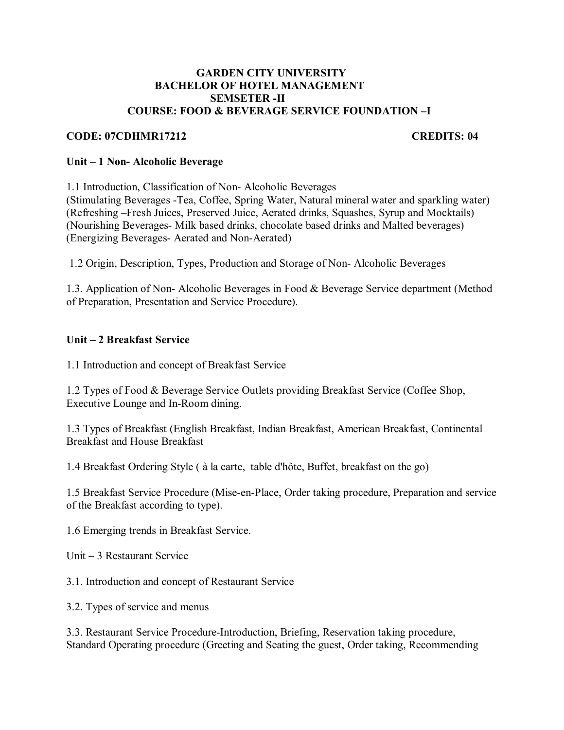# GARDEN CITY UNIVERSITY
## BACHELOR OF HOTEL MANAGEMENT
## SEMSETER -II
## COURSE: FOOD & BEVERAGE SERVICE FOUNDATION –I

**CODE: 07CDHMR17212** **CREDITS: 04**

**Unit – 1 Non- Alcoholic Beverage**

1.1 Introduction, Classification of Non- Alcoholic Beverages
(Stimulating Beverages -Tea, Coffee, Spring Water, Natural mineral water and sparkling water)
(Refreshing –Fresh Juices, Preserved Juice, Aerated drinks, Squashes, Syrup and Mocktails)
(Nourishing Beverages- Milk based drinks, chocolate based drinks and Malted beverages)
(Energizing Beverages- Aerated and Non-Aerated)

1.2 Origin, Description, Types, Production and Storage of Non- Alcoholic Beverages

1.3. Application of Non- Alcoholic Beverages in Food & Beverage Service department (Method of Preparation, Presentation and Service Procedure).

**Unit – 2 Breakfast Service**

1.1 Introduction and concept of Breakfast Service

1.2 Types of Food & Beverage Service Outlets providing Breakfast Service (Coffee Shop, Executive Lounge and In-Room dining.

1.3 Types of Breakfast (English Breakfast, Indian Breakfast, American Breakfast, Continental Breakfast and House Breakfast

1.4 Breakfast Ordering Style ( à la carte, table d'hôte, Buffet, breakfast on the go)

1.5 Breakfast Service Procedure (Mise-en-Place, Order taking procedure, Preparation and service of the Breakfast according to type).

1.6 Emerging trends in Breakfast Service.

Unit – 3 Restaurant Service

3.1. Introduction and concept of Restaurant Service

3.2. Types of service and menus

3.3. Restaurant Service Procedure-Introduction, Briefing, Reservation taking procedure, Standard Operating procedure (Greeting and Seating the guest, Order taking, Recommending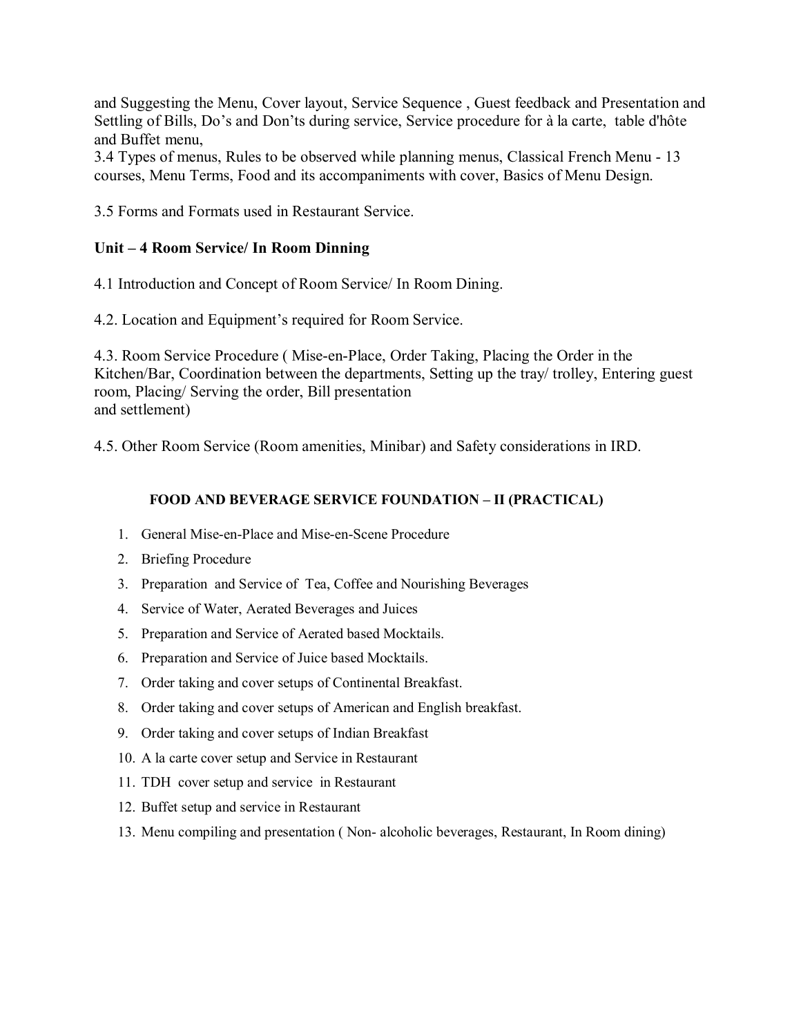and Suggesting the Menu, Cover layout, Service Sequence , Guest feedback and Presentation and Settling of Bills, Do's and Don'ts during service, Service procedure for à la carte, table d'hôte and Buffet menu,

3.4 Types of menus, Rules to be observed while planning menus, Classical French Menu - 13 courses, Menu Terms, Food and its accompaniments with cover, Basics of Menu Design.

3.5 Forms and Formats used in Restaurant Service.

**Unit – 4 Room Service/ In Room Dinning**

4.1 Introduction and Concept of Room Service/ In Room Dining.

4.2. Location and Equipment's required for Room Service.

4.3. Room Service Procedure ( Mise-en-Place, Order Taking, Placing the Order in the Kitchen/Bar, Coordination between the departments, Setting up the tray/ trolley, Entering guest room, Placing/ Serving the order, Bill presentation and settlement)

4.5. Other Room Service (Room amenities, Minibar) and Safety considerations in IRD.

**FOOD AND BEVERAGE SERVICE FOUNDATION – II (PRACTICAL)**

1. General Mise-en-Place and Mise-en-Scene Procedure
2. Briefing Procedure
3. Preparation and Service of Tea, Coffee and Nourishing Beverages
4. Service of Water, Aerated Beverages and Juices
5. Preparation and Service of Aerated based Mocktails.
6. Preparation and Service of Juice based Mocktails.
7. Order taking and cover setups of Continental Breakfast.
8. Order taking and cover setups of American and English breakfast.
9. Order taking and cover setups of Indian Breakfast
10. A la carte cover setup and Service in Restaurant
11. TDH cover setup and service in Restaurant
12. Buffet setup and service in Restaurant
13. Menu compiling and presentation ( Non- alcoholic beverages, Restaurant, In Room dining)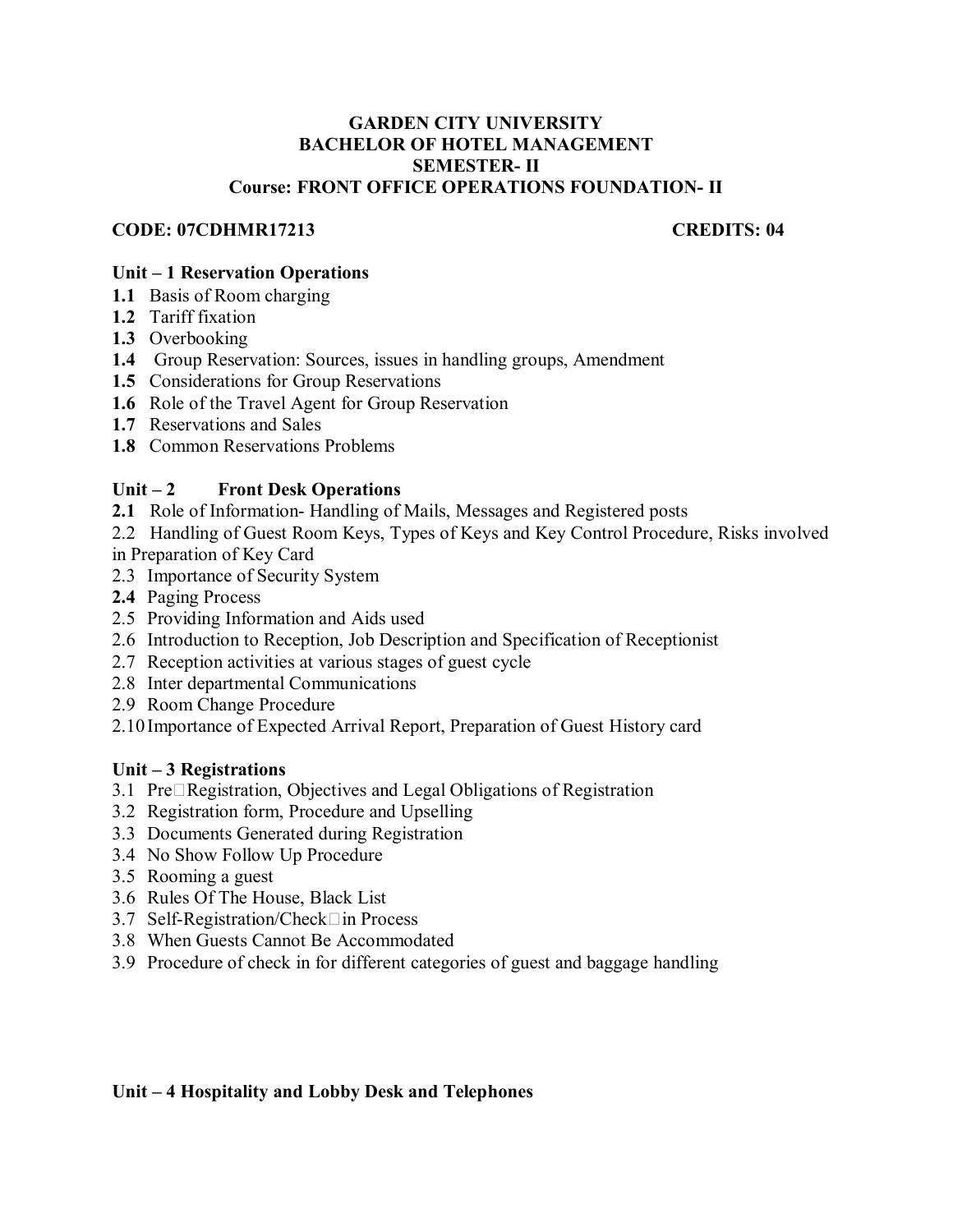**GARDEN CITY UNIVERSITY**
**BACHELOR OF HOTEL MANAGEMENT**
**SEMESTER- II**
**Course: FRONT OFFICE OPERATIONS FOUNDATION- II**

**CODE: 07CDHMR17213** **CREDITS: 04**

### Unit – 1 Reservation Operations

**1.1** Basis of Room charging
**1.2** Tariff fixation
**1.3** Overbooking
**1.4** Group Reservation: Sources, issues in handling groups, Amendment
**1.5** Considerations for Group Reservations
**1.6** Role of the Travel Agent for Group Reservation
**1.7** Reservations and Sales
**1.8** Common Reservations Problems

### Unit – 2 Front Desk Operations

**2.1** Role of Information- Handling of Mails, Messages and Registered posts
2.2 Handling of Guest Room Keys, Types of Keys and Key Control Procedure, Risks involved in Preparation of Key Card
2.3 Importance of Security System
**2.4** Paging Process
2.5 Providing Information and Aids used
2.6 Introduction to Reception, Job Description and Specification of Receptionist
2.7 Reception activities at various stages of guest cycle
2.8 Inter departmental Communications
2.9 Room Change Procedure
2.10 Importance of Expected Arrival Report, Preparation of Guest History card

### Unit – 3 Registrations

3.1 Pre‐Registration, Objectives and Legal Obligations of Registration
3.2 Registration form, Procedure and Upselling
3.3 Documents Generated during Registration
3.4 No Show Follow Up Procedure
3.5 Rooming a guest
3.6 Rules Of The House, Black List
3.7 Self-Registration/Check‐in Process
3.8 When Guests Cannot Be Accommodated
3.9 Procedure of check in for different categories of guest and baggage handling

### Unit – 4 Hospitality and Lobby Desk and Telephones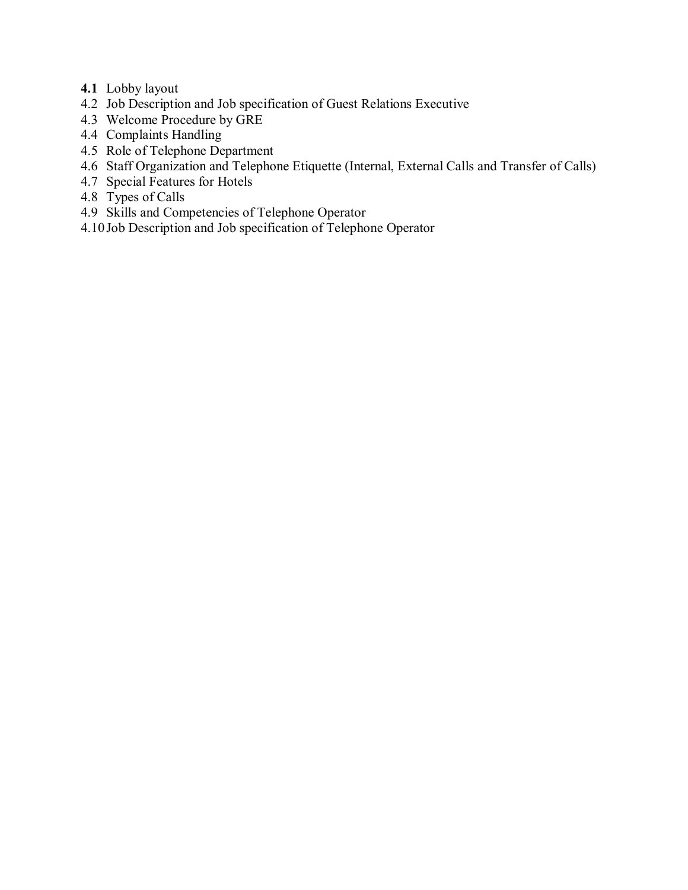**4.1** Lobby layout
4.2 Job Description and Job specification of Guest Relations Executive
4.3 Welcome Procedure by GRE
4.4 Complaints Handling
4.5 Role of Telephone Department
4.6 Staff Organization and Telephone Etiquette (Internal, External Calls and Transfer of Calls)
4.7 Special Features for Hotels
4.8 Types of Calls
4.9 Skills and Competencies of Telephone Operator
4.10 Job Description and Job specification of Telephone Operator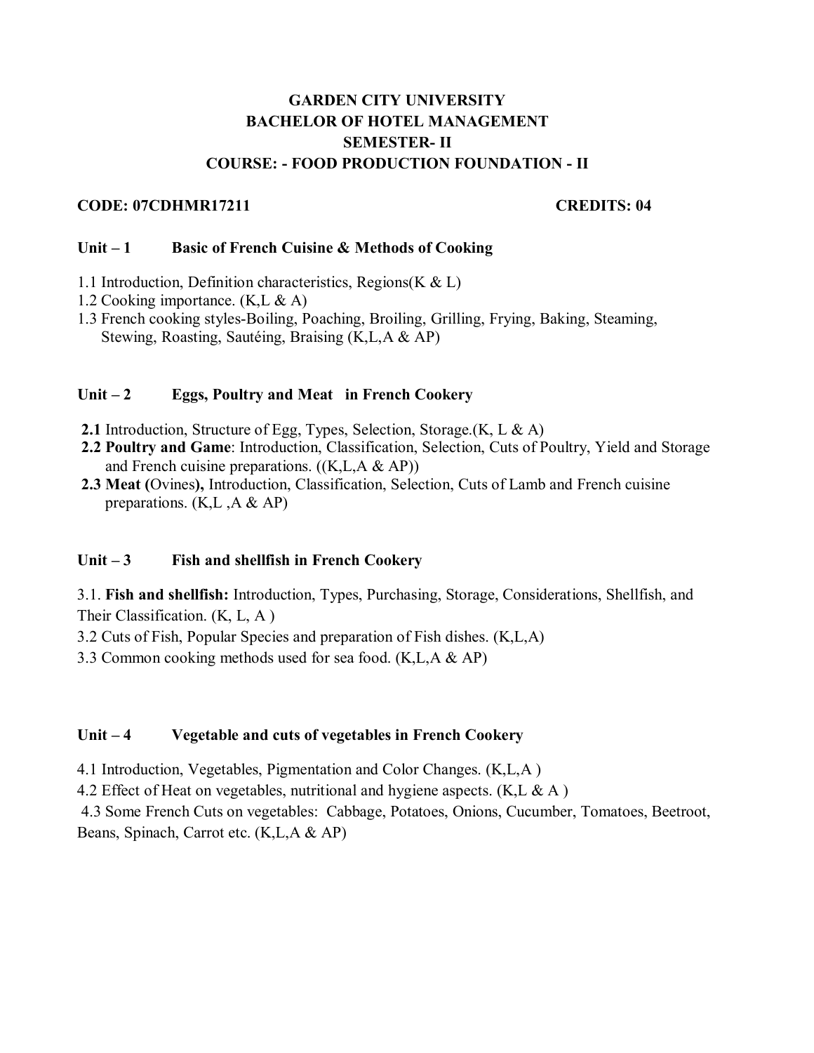# GARDEN CITY UNIVERSITY
## BACHELOR OF HOTEL MANAGEMENT
## SEMESTER- II
## COURSE: - FOOD PRODUCTION FOUNDATION - II

**CODE: 07CDHMR17211** **CREDITS: 04**

### Unit – 1 Basic of French Cuisine & Methods of Cooking

1.1 Introduction, Definition characteristics, Regions(K & L)
1.2 Cooking importance. (K,L & A)
1.3 French cooking styles-Boiling, Poaching, Broiling, Grilling, Frying, Baking, Steaming, Stewing, Roasting, Sautéing, Braising (K,L,A & AP)

### Unit – 2 Eggs, Poultry and Meat in French Cookery

**2.1** Introduction, Structure of Egg, Types, Selection, Storage.(K, L & A)
**2.2 Poultry and Game**: Introduction, Classification, Selection, Cuts of Poultry, Yield and Storage and French cuisine preparations. ((K,L,A & AP))
**2.3 Meat (**Ovines**),** Introduction, Classification, Selection, Cuts of Lamb and French cuisine preparations. (K,L ,A & AP)

### Unit – 3 Fish and shellfish in French Cookery

3.1. **Fish and shellfish:** Introduction, Types, Purchasing, Storage, Considerations, Shellfish, and Their Classification. (K, L, A )
3.2 Cuts of Fish, Popular Species and preparation of Fish dishes. (K,L,A)
3.3 Common cooking methods used for sea food. (K,L,A & AP)

### Unit – 4 Vegetable and cuts of vegetables in French Cookery

4.1 Introduction, Vegetables, Pigmentation and Color Changes. (K,L,A )
4.2 Effect of Heat on vegetables, nutritional and hygiene aspects. (K,L & A )
4.3 Some French Cuts on vegetables: Cabbage, Potatoes, Onions, Cucumber, Tomatoes, Beetroot, Beans, Spinach, Carrot etc. (K,L,A & AP)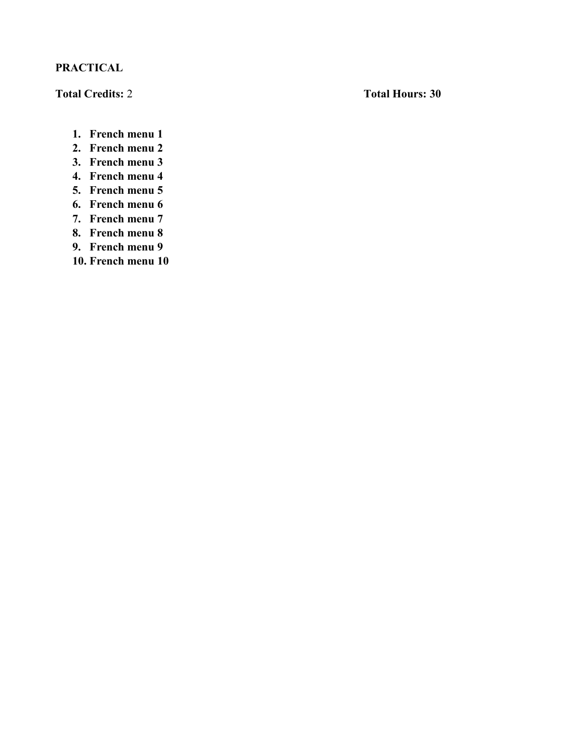**PRACTICAL**

**Total Credits:** 2 **Total Hours: 30**

1. **French menu 1**
2. **French menu 2**
3. **French menu 3**
4. **French menu 4**
5. **French menu 5**
6. **French menu 6**
7. **French menu 7**
8. **French menu 8**
9. **French menu 9**
10. **French menu 10**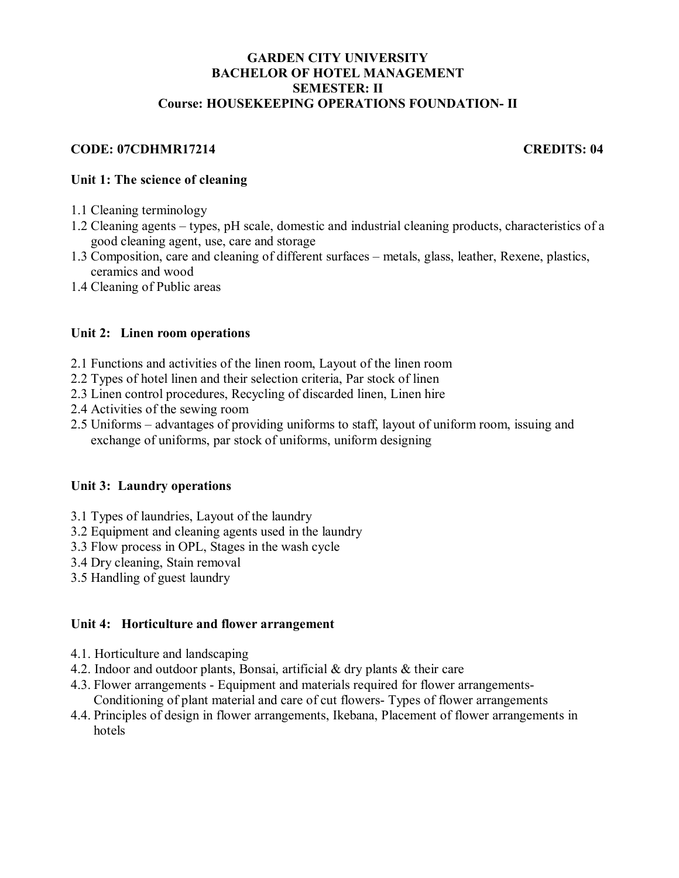**GARDEN CITY UNIVERSITY**
**BACHELOR OF HOTEL MANAGEMENT**
**SEMESTER: II**
**Course: HOUSEKEEPING OPERATIONS FOUNDATION- II**

**CODE: 07CDHMR17214** **CREDITS: 04**

## Unit 1: The science of cleaning

1.1 Cleaning terminology
1.2 Cleaning agents – types, pH scale, domestic and industrial cleaning products, characteristics of a good cleaning agent, use, care and storage
1.3 Composition, care and cleaning of different surfaces – metals, glass, leather, Rexene, plastics, ceramics and wood
1.4 Cleaning of Public areas

## Unit 2: Linen room operations

2.1 Functions and activities of the linen room, Layout of the linen room
2.2 Types of hotel linen and their selection criteria, Par stock of linen
2.3 Linen control procedures, Recycling of discarded linen, Linen hire
2.4 Activities of the sewing room
2.5 Uniforms – advantages of providing uniforms to staff, layout of uniform room, issuing and exchange of uniforms, par stock of uniforms, uniform designing

## Unit 3: Laundry operations

3.1 Types of laundries, Layout of the laundry
3.2 Equipment and cleaning agents used in the laundry
3.3 Flow process in OPL, Stages in the wash cycle
3.4 Dry cleaning, Stain removal
3.5 Handling of guest laundry

## Unit 4: Horticulture and flower arrangement

4.1. Horticulture and landscaping
4.2. Indoor and outdoor plants, Bonsai, artificial & dry plants & their care
4.3. Flower arrangements - Equipment and materials required for flower arrangements- Conditioning of plant material and care of cut flowers- Types of flower arrangements
4.4. Principles of design in flower arrangements, Ikebana, Placement of flower arrangements in hotels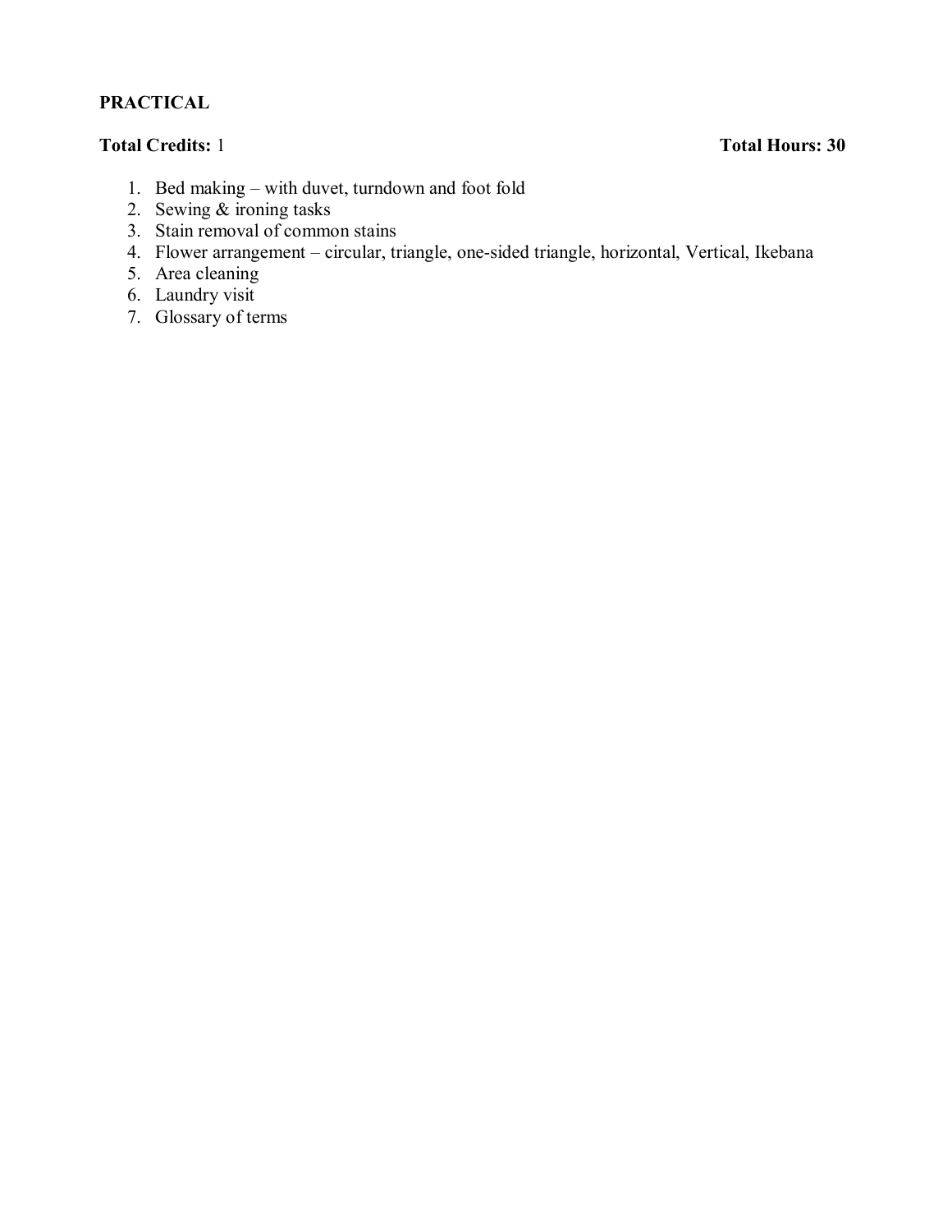**PRACTICAL**

**Total Credits:** 1 **Total Hours: 30**

1. Bed making – with duvet, turndown and foot fold
2. Sewing & ironing tasks
3. Stain removal of common stains
4. Flower arrangement – circular, triangle, one-sided triangle, horizontal, Vertical, Ikebana
5. Area cleaning
6. Laundry visit
7. Glossary of terms